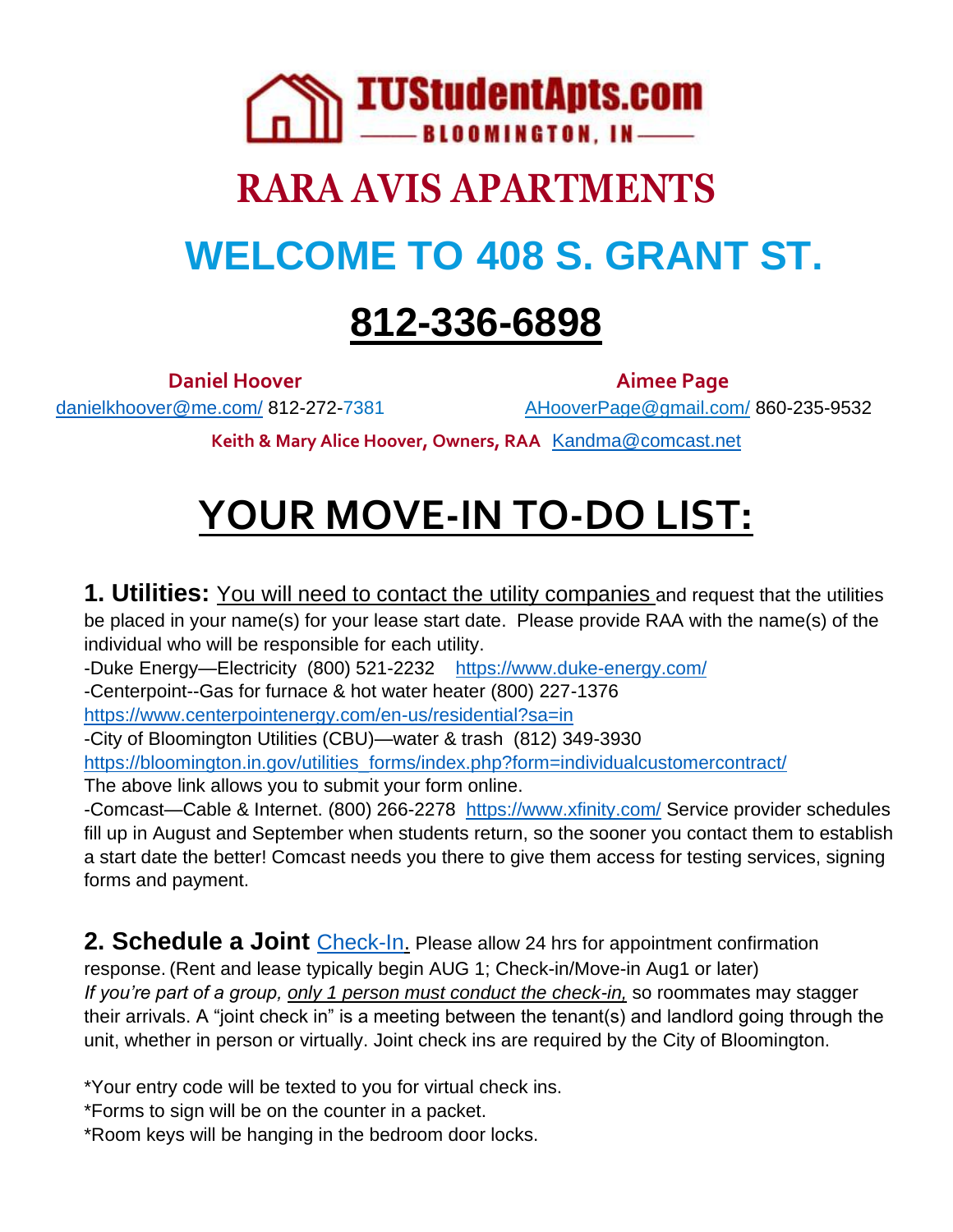IUStudentApts.com

BLOOMINGTON, IN

# RARA AVIS APARTMENTS

# WELCOME TO 408 S. GRANT ST.

# 812-336-6898

**Daniel Hoover**
danielkhoover@me.com/ 812-272-7381

**Aimee Page**
AHooverPage@gmail.com/ 860-235-9532

**Keith & Mary Alice Hoover, Owners, RAA** Kandma@comcast.net

# YOUR MOVE-IN TO-DO LIST:

**1. Utilities:** You will need to contact the utility companies and request that the utilities be placed in your name(s) for your lease start date. Please provide RAA with the name(s) of the individual who will be responsible for each utility.

-Duke Energy—Electricity (800) 521-2232 https://www.duke-energy.com/

-Centerpoint--Gas for furnace & hot water heater (800) 227-1376
https://www.centerpointenergy.com/en-us/residential?sa=in

-City of Bloomington Utilities (CBU)—water & trash (812) 349-3930
https://bloomington.in.gov/utilities_forms/index.php?form=individualcustomercontract/
The above link allows you to submit your form online.

-Comcast—Cable & Internet. (800) 266-2278 https://www.xfinity.com/ Service provider schedules fill up in August and September when students return, so the sooner you contact them to establish a start date the better! Comcast needs you there to give them access for testing services, signing forms and payment.

**2. Schedule a Joint** Check-In. Please allow 24 hrs for appointment confirmation response. (Rent and lease typically begin AUG 1; Check-in/Move-in Aug1 or later)
*If you're part of a group, only 1 person must conduct the check-in,* so roommates may stagger their arrivals. A "joint check in" is a meeting between the tenant(s) and landlord going through the unit, whether in person or virtually. Joint check ins are required by the City of Bloomington.

*Your entry code will be texted to you for virtual check ins.
*Forms to sign will be on the counter in a packet.
*Room keys will be hanging in the bedroom door locks.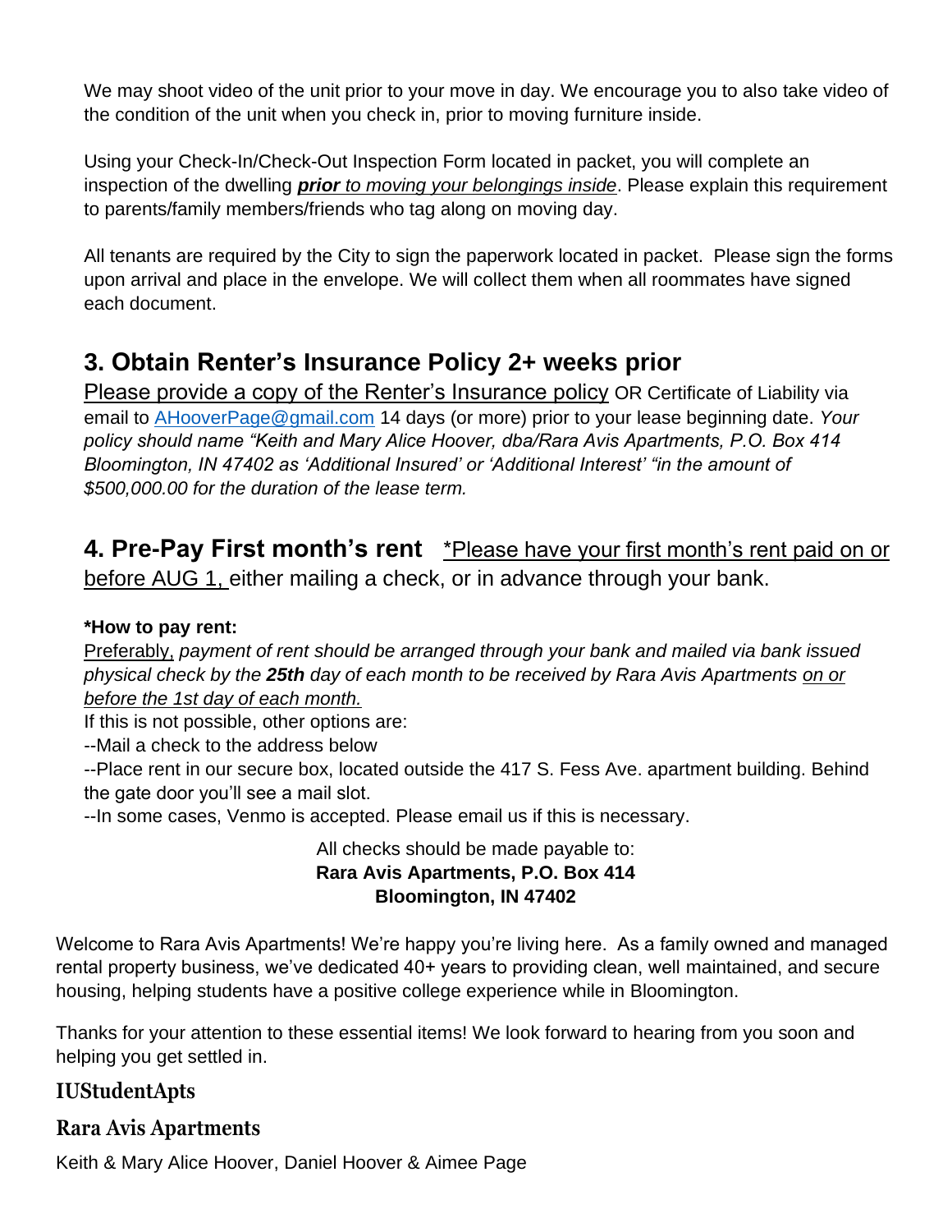We may shoot video of the unit prior to your move in day. We encourage you to also take video of the condition of the unit when you check in, prior to moving furniture inside.

Using your Check-In/Check-Out Inspection Form located in packet, you will complete an inspection of the dwelling ***prior** to moving your belongings inside*. Please explain this requirement to parents/family members/friends who tag along on moving day.

All tenants are required by the City to sign the paperwork located in packet. Please sign the forms upon arrival and place in the envelope. We will collect them when all roommates have signed each document.

## 3. Obtain Renter's Insurance Policy 2+ weeks prior

Please provide a copy of the Renter's Insurance policy OR Certificate of Liability via email to AHooverPage@gmail.com 14 days (or more) prior to your lease beginning date. *Your policy should name "Keith and Mary Alice Hoover, dba/Rara Avis Apartments, P.O. Box 414 Bloomington, IN 47402 as 'Additional Insured' or 'Additional Interest' "in the amount of $500,000.00 for the duration of the lease term.*

## 4. Pre-Pay First month's rent

*Please have your first month's rent paid on or before AUG 1, either mailing a check, or in advance through your bank.

**\*How to pay rent:**

Preferably, *payment of rent should be arranged through your bank and mailed via bank issued physical check by the **25th** day of each month to be received by Rara Avis Apartments on or before the 1st day of each month.*

If this is not possible, other options are:

--Mail a check to the address below

--Place rent in our secure box, located outside the 417 S. Fess Ave. apartment building. Behind the gate door you'll see a mail slot.

--In some cases, Venmo is accepted. Please email us if this is necessary.

All checks should be made payable to:
**Rara Avis Apartments, P.O. Box 414**
**Bloomington, IN 47402**

Welcome to Rara Avis Apartments! We're happy you're living here. As a family owned and managed rental property business, we've dedicated 40+ years to providing clean, well maintained, and secure housing, helping students have a positive college experience while in Bloomington.

Thanks for your attention to these essential items! We look forward to hearing from you soon and helping you get settled in.

**IUStudentApts**

**Rara Avis Apartments**

Keith & Mary Alice Hoover, Daniel Hoover & Aimee Page